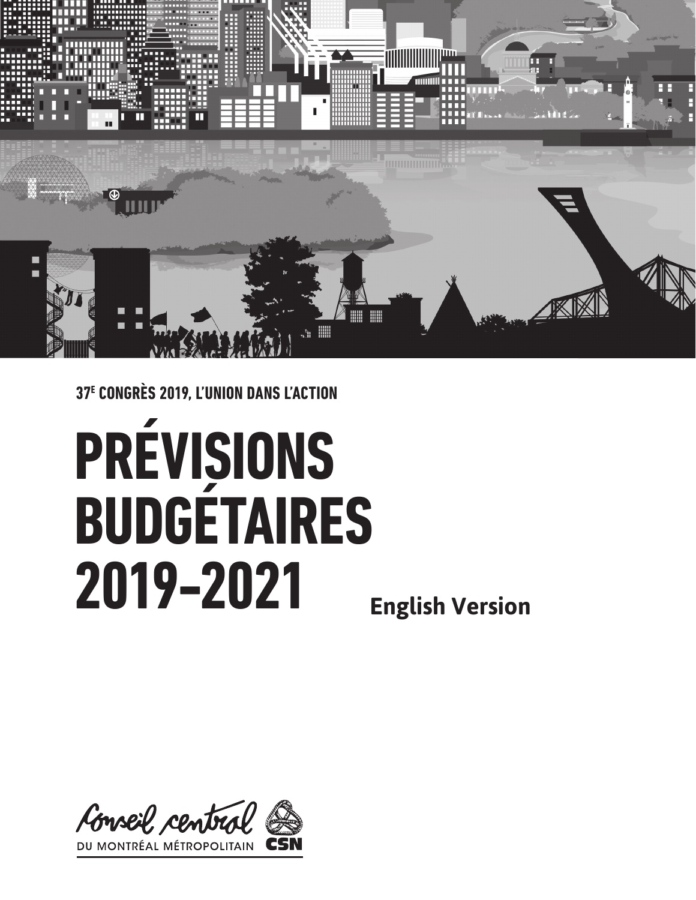37[E] CONGRÈS 2019, L'UNION DANS L'ACTION

# PRÉVISIONS BUDGÉTAIRES 2019-2021

**English Version**

Conseil central DU MONTRÉAL MÉTROPOLITAIN CSN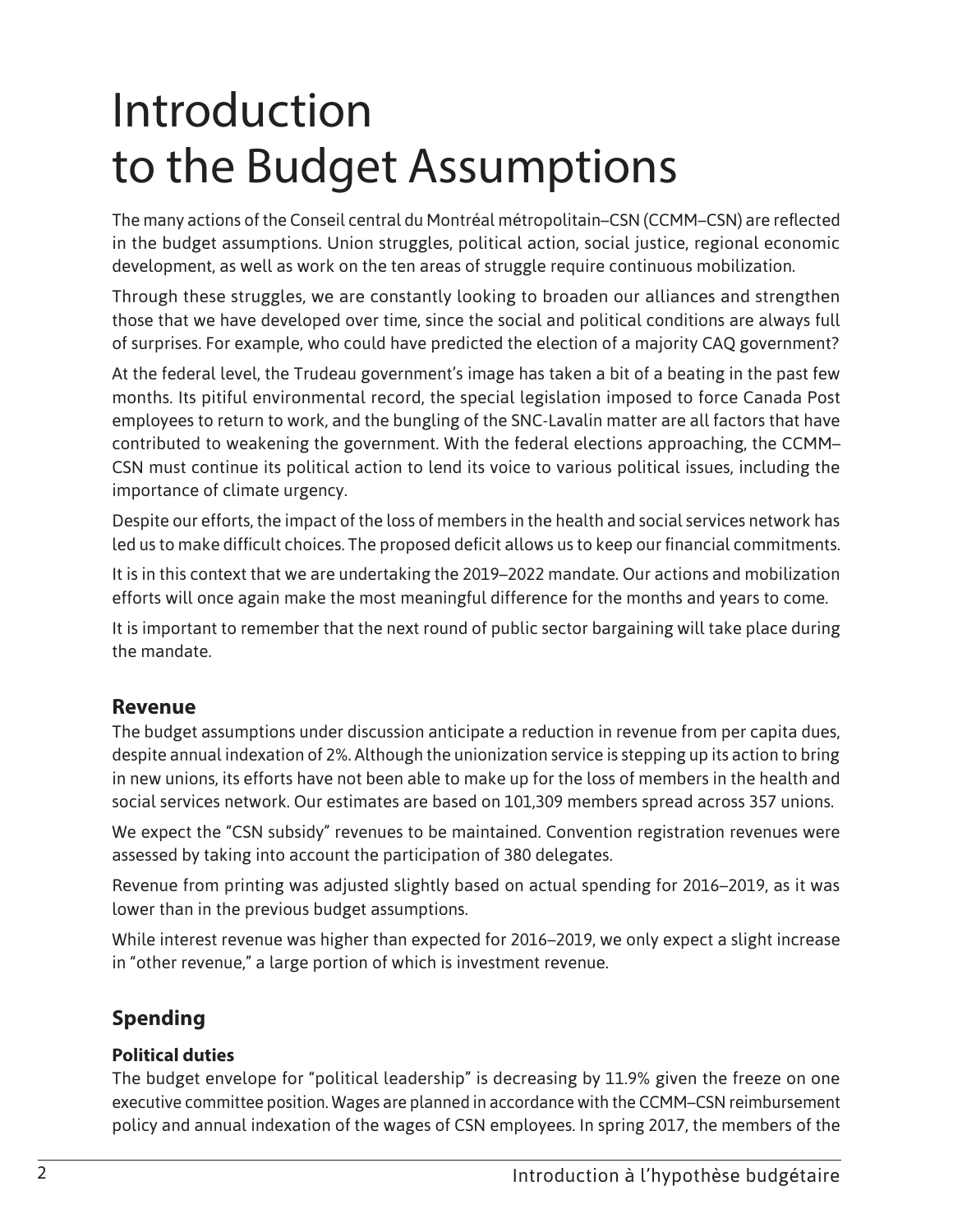# Introduction to the Budget Assumptions

The many actions of the Conseil central du Montréal métropolitain–CSN (CCMM–CSN) are reflected in the budget assumptions. Union struggles, political action, social justice, regional economic development, as well as work on the ten areas of struggle require continuous mobilization.

Through these struggles, we are constantly looking to broaden our alliances and strengthen those that we have developed over time, since the social and political conditions are always full of surprises. For example, who could have predicted the election of a majority CAQ government?

At the federal level, the Trudeau government's image has taken a bit of a beating in the past few months. Its pitiful environmental record, the special legislation imposed to force Canada Post employees to return to work, and the bungling of the SNC-Lavalin matter are all factors that have contributed to weakening the government. With the federal elections approaching, the CCMM–CSN must continue its political action to lend its voice to various political issues, including the importance of climate urgency.

Despite our efforts, the impact of the loss of members in the health and social services network has led us to make difficult choices. The proposed deficit allows us to keep our financial commitments.

It is in this context that we are undertaking the 2019–2022 mandate. Our actions and mobilization efforts will once again make the most meaningful difference for the months and years to come.

It is important to remember that the next round of public sector bargaining will take place during the mandate.

## Revenue

The budget assumptions under discussion anticipate a reduction in revenue from per capita dues, despite annual indexation of 2%. Although the unionization service is stepping up its action to bring in new unions, its efforts have not been able to make up for the loss of members in the health and social services network. Our estimates are based on 101,309 members spread across 357 unions.

We expect the "CSN subsidy" revenues to be maintained. Convention registration revenues were assessed by taking into account the participation of 380 delegates.

Revenue from printing was adjusted slightly based on actual spending for 2016–2019, as it was lower than in the previous budget assumptions.

While interest revenue was higher than expected for 2016–2019, we only expect a slight increase in "other revenue," a large portion of which is investment revenue.

## Spending

### Political duties

The budget envelope for "political leadership" is decreasing by 11.9% given the freeze on one executive committee position. Wages are planned in accordance with the CCMM–CSN reimbursement policy and annual indexation of the wages of CSN employees. In spring 2017, the members of the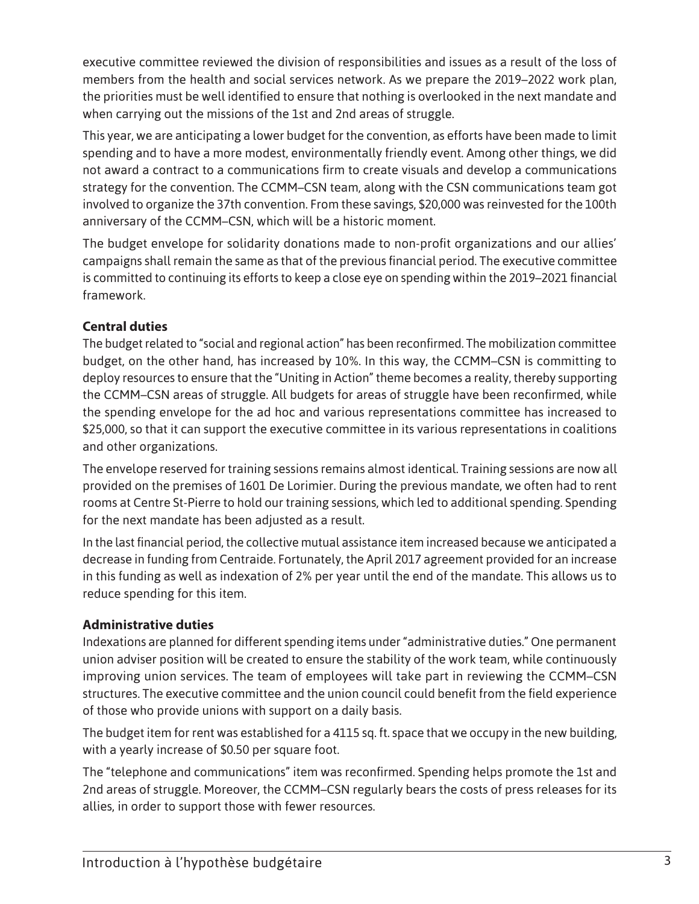executive committee reviewed the division of responsibilities and issues as a result of the loss of members from the health and social services network. As we prepare the 2019–2022 work plan, the priorities must be well identified to ensure that nothing is overlooked in the next mandate and when carrying out the missions of the 1st and 2nd areas of struggle.

This year, we are anticipating a lower budget for the convention, as efforts have been made to limit spending and to have a more modest, environmentally friendly event. Among other things, we did not award a contract to a communications firm to create visuals and develop a communications strategy for the convention. The CCMM–CSN team, along with the CSN communications team got involved to organize the 37th convention. From these savings, $20,000 was reinvested for the 100th anniversary of the CCMM–CSN, which will be a historic moment.

The budget envelope for solidarity donations made to non-profit organizations and our allies' campaigns shall remain the same as that of the previous financial period. The executive committee is committed to continuing its efforts to keep a close eye on spending within the 2019–2021 financial framework.

**Central duties**

The budget related to "social and regional action" has been reconfirmed. The mobilization committee budget, on the other hand, has increased by 10%. In this way, the CCMM–CSN is committing to deploy resources to ensure that the "Uniting in Action" theme becomes a reality, thereby supporting the CCMM–CSN areas of struggle. All budgets for areas of struggle have been reconfirmed, while the spending envelope for the ad hoc and various representations committee has increased to $25,000, so that it can support the executive committee in its various representations in coalitions and other organizations.

The envelope reserved for training sessions remains almost identical. Training sessions are now all provided on the premises of 1601 De Lorimier. During the previous mandate, we often had to rent rooms at Centre St-Pierre to hold our training sessions, which led to additional spending. Spending for the next mandate has been adjusted as a result.

In the last financial period, the collective mutual assistance item increased because we anticipated a decrease in funding from Centraide. Fortunately, the April 2017 agreement provided for an increase in this funding as well as indexation of 2% per year until the end of the mandate. This allows us to reduce spending for this item.

**Administrative duties**

Indexations are planned for different spending items under "administrative duties." One permanent union adviser position will be created to ensure the stability of the work team, while continuously improving union services. The team of employees will take part in reviewing the CCMM–CSN structures. The executive committee and the union council could benefit from the field experience of those who provide unions with support on a daily basis.

The budget item for rent was established for a 4115 sq. ft. space that we occupy in the new building, with a yearly increase of $0.50 per square foot.

The "telephone and communications" item was reconfirmed. Spending helps promote the 1st and 2nd areas of struggle. Moreover, the CCMM–CSN regularly bears the costs of press releases for its allies, in order to support those with fewer resources.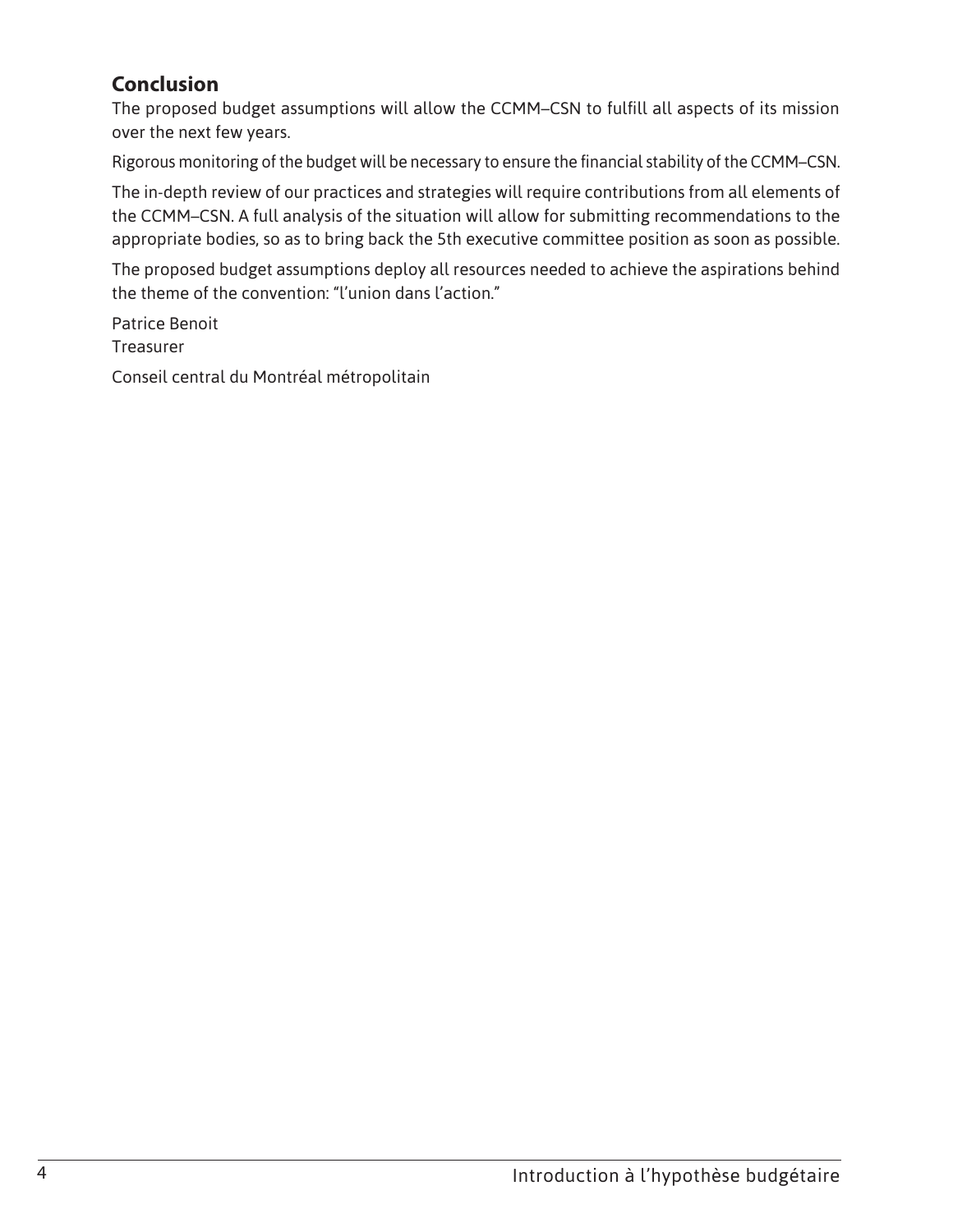## Conclusion

The proposed budget assumptions will allow the CCMM–CSN to fulfill all aspects of its mission over the next few years.

Rigorous monitoring of the budget will be necessary to ensure the financial stability of the CCMM–CSN.

The in-depth review of our practices and strategies will require contributions from all elements of the CCMM–CSN. A full analysis of the situation will allow for submitting recommendations to the appropriate bodies, so as to bring back the 5th executive committee position as soon as possible.

The proposed budget assumptions deploy all resources needed to achieve the aspirations behind the theme of the convention: "l'union dans l'action."

Patrice Benoit
Treasurer

Conseil central du Montréal métropolitain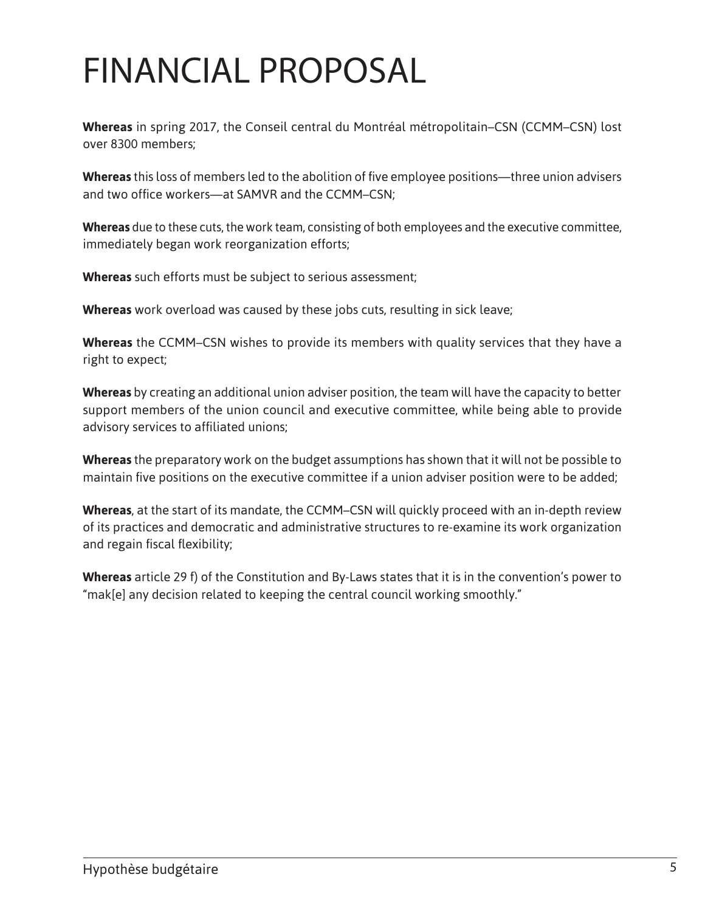# FINANCIAL PROPOSAL

**Whereas** in spring 2017, the Conseil central du Montréal métropolitain–CSN (CCMM–CSN) lost over 8300 members;

**Whereas** this loss of members led to the abolition of five employee positions—three union advisers and two office workers—at SAMVR and the CCMM–CSN;

**Whereas** due to these cuts, the work team, consisting of both employees and the executive committee, immediately began work reorganization efforts;

**Whereas** such efforts must be subject to serious assessment;

**Whereas** work overload was caused by these jobs cuts, resulting in sick leave;

**Whereas** the CCMM–CSN wishes to provide its members with quality services that they have a right to expect;

**Whereas** by creating an additional union adviser position, the team will have the capacity to better support members of the union council and executive committee, while being able to provide advisory services to affiliated unions;

**Whereas** the preparatory work on the budget assumptions has shown that it will not be possible to maintain five positions on the executive committee if a union adviser position were to be added;

**Whereas**, at the start of its mandate, the CCMM–CSN will quickly proceed with an in-depth review of its practices and democratic and administrative structures to re-examine its work organization and regain fiscal flexibility;

**Whereas** article 29 f) of the Constitution and By-Laws states that it is in the convention's power to "mak[e] any decision related to keeping the central council working smoothly."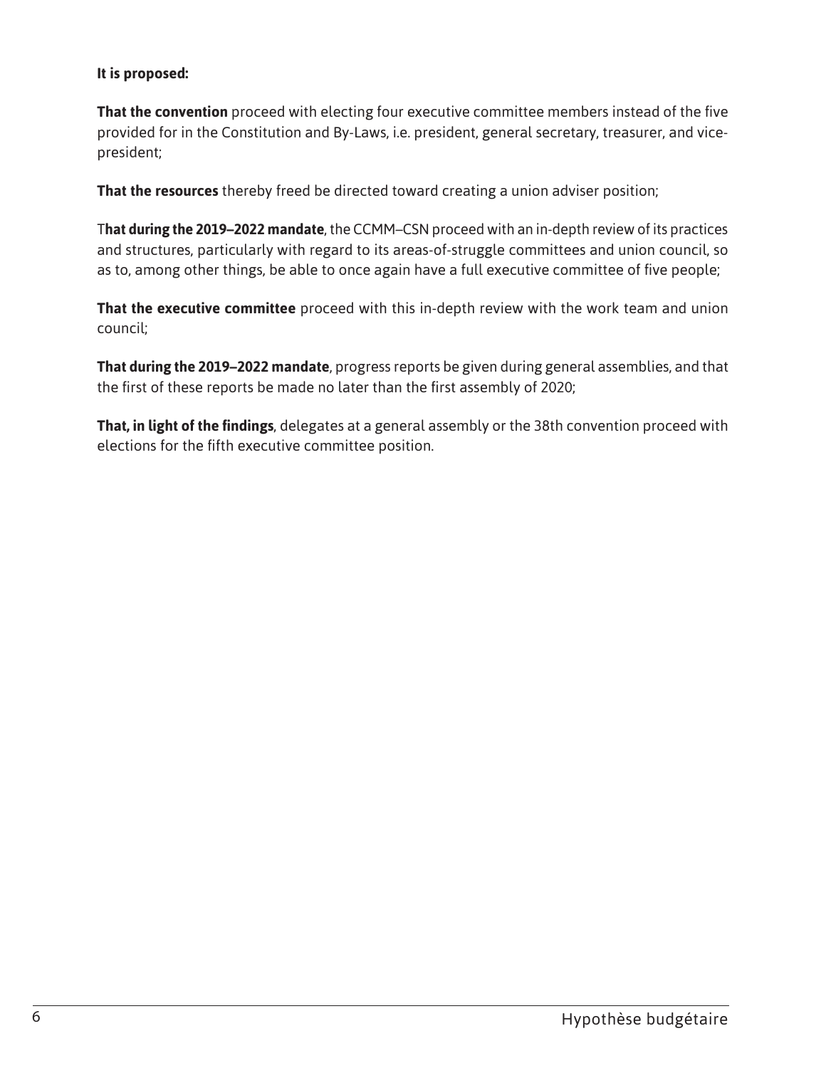**It is proposed:**

**That the convention** proceed with electing four executive committee members instead of the five provided for in the Constitution and By-Laws, i.e. president, general secretary, treasurer, and vice-president;

**That the resources** thereby freed be directed toward creating a union adviser position;

T**hat during the 2019–2022 mandate**, the CCMM–CSN proceed with an in-depth review of its practices and structures, particularly with regard to its areas-of-struggle committees and union council, so as to, among other things, be able to once again have a full executive committee of five people;

**That the executive committee** proceed with this in-depth review with the work team and union council;

**That during the 2019–2022 mandate**, progress reports be given during general assemblies, and that the first of these reports be made no later than the first assembly of 2020;

**That, in light of the findings**, delegates at a general assembly or the 38th convention proceed with elections for the fifth executive committee position.